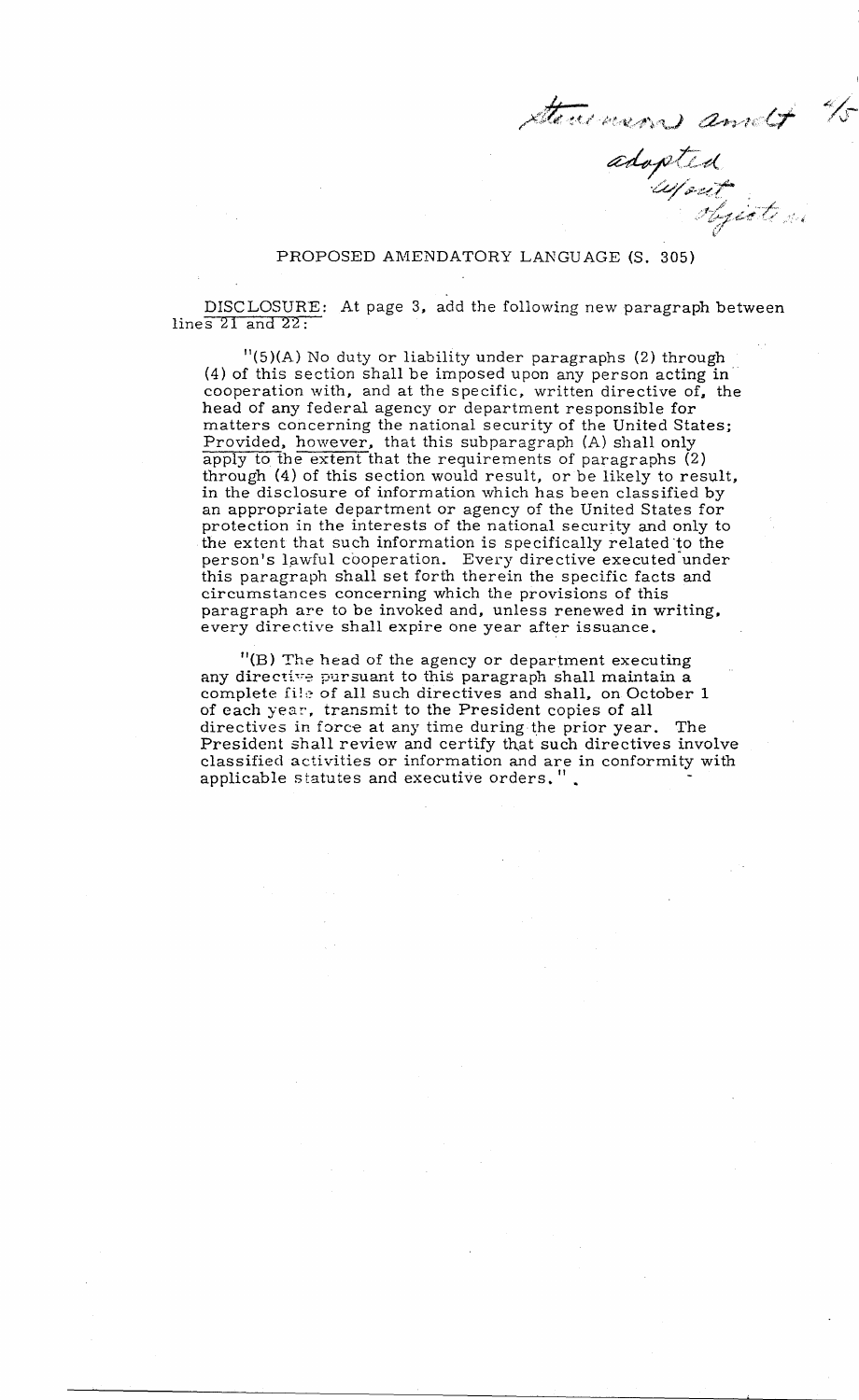Stevens amdt 4/5 adopted w/out objection

PROPOSED AMENDATORY LANGUAGE (S. 305)

DISCLOSURE: At page 3, add the following new paragraph between lines 21 and 22:

"(5)(A) No duty or liability under paragraphs (2) through (4) of this section shall be imposed upon any person acting in cooperation with, and at the specific, written directive of, the head of any federal agency or department responsible for matters concerning the national security of the United States; Provided, however, that this subparagraph (A) shall only apply to the extent that the requirements of paragraphs (2) through (4) of this section would result, or be likely to result, in the disclosure of information which has been classified by an appropriate department or agency of the United States for protection in the interests of the national security and only to the extent that such information is specifically related to the person's lawful cooperation. Every directive executed under this paragraph shall set forth therein the specific facts and circumstances concerning which the provisions of this paragraph are to be invoked and, unless renewed in writing, every directive shall expire one year after issuance.

"(B) The head of the agency or department executing any directive pursuant to this paragraph shall maintain a complete file of all such directives and shall, on October 1 of each year, transmit to the President copies of all directives in force at any time during the prior year. The President shall review and certify that such directives involve classified activities or information and are in conformity with applicable statutes and executive orders.".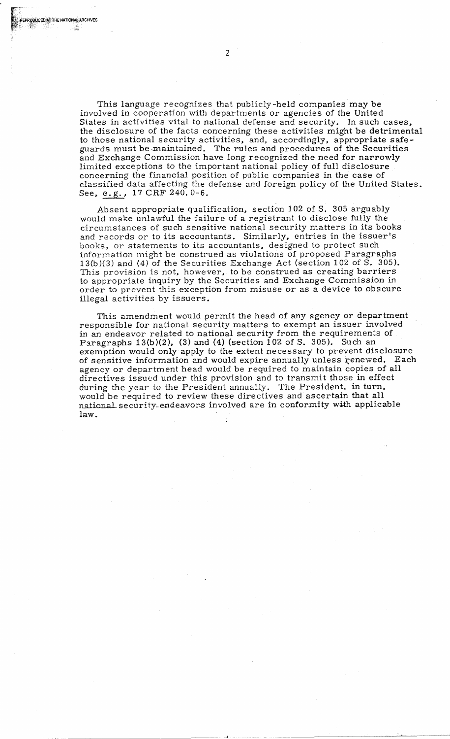This language recognizes that publicly-held companies may be involved in cooperation with departments or agencies of the United States in activities vital to national defense and security. In such cases, the disclosure of the facts concerning these activities might be detrimental to those national security activities, and, accordingly, appropriate safeguards must be maintained. The rules and procedures of the Securities and Exchange Commission have long recognized the need for narrowly limited exceptions to the important national policy of full disclosure concerning the financial position of public companies in the case of classified data affecting the defense and foreign policy of the United States. See, e.g., 17 CRF 240.0-6.

Absent appropriate qualification, section 102 of S. 305 arguably would make unlawful the failure of a registrant to disclose fully the circumstances of such sensitive national security matters in its books and records or to its accountants. Similarly, entries in the issuer's books, or statements to its accountants, designed to protect such information might be construed as violations of proposed Paragraphs 13(b)(3) and (4) of the Securities Exchange Act (section 102 of S. 305). This provision is not, however, to be construed as creating barriers to appropriate inquiry by the Securities and Exchange Commission in order to prevent this exception from misuse or as a device to obscure illegal activities by issuers.

This amendment would permit the head of any agency or department responsible for national security matters to exempt an issuer involved in an endeavor related to national security from the requirements of Paragraphs 13(b)(2), (3) and (4) (section 102 of S. 305). Such an exemption would only apply to the extent necessary to prevent disclosure of sensitive information and would expire annually unless renewed. Each agency or department head would be required to maintain copies of all directives issued under this provision and to transmit those in effect during the year to the President annually. The President, in turn, would be required to review these directives and ascertain that all national security endeavors involved are in conformity with applicable law.